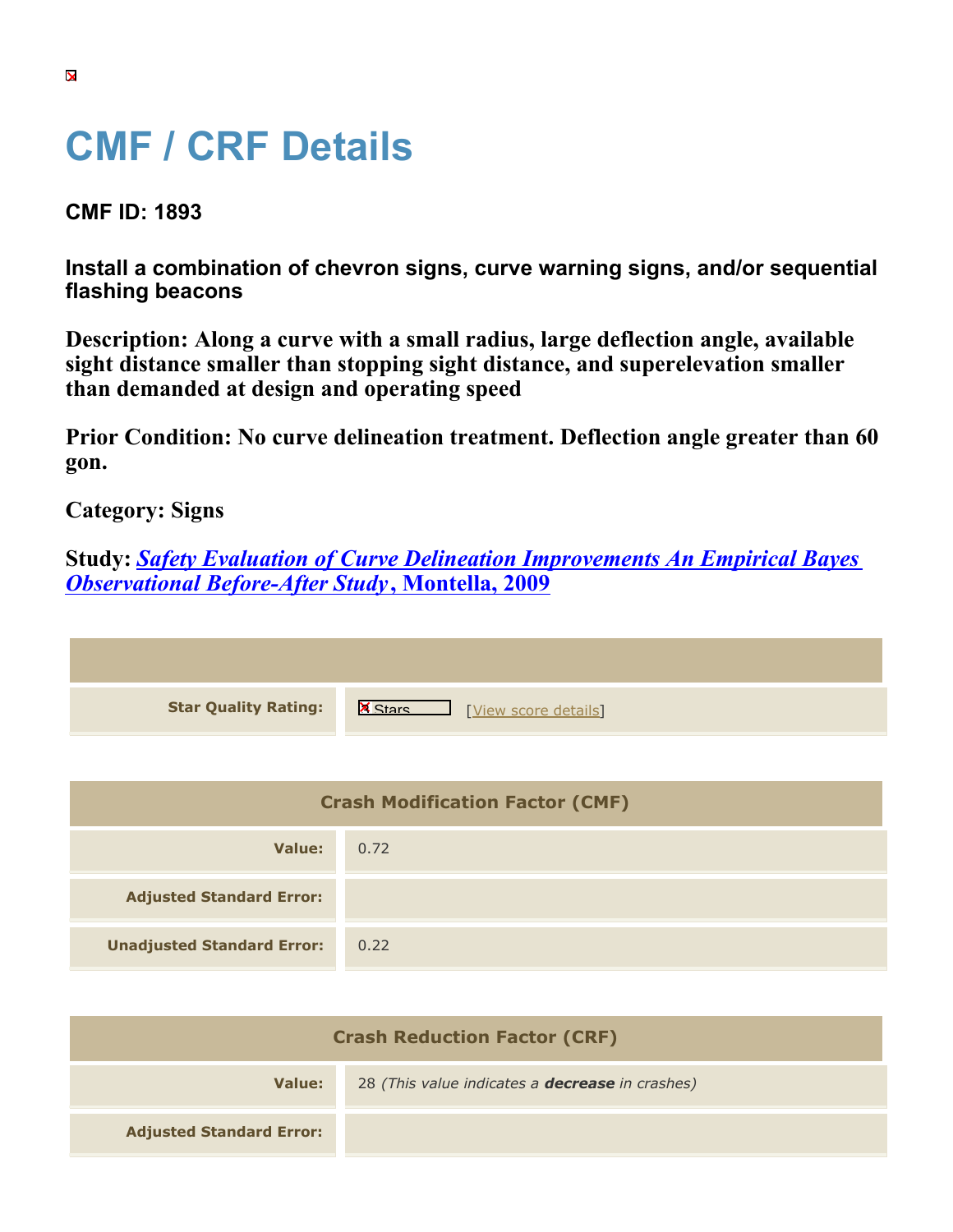# CMF / CRF Details

**CMF ID: 1893**

**Install a combination of chevron signs, curve warning signs, and/or sequential flashing beacons**

**Description: Along a curve with a small radius, large deflection angle, available sight distance smaller than stopping sight distance, and superelevation smaller than demanded at design and operating speed**

**Prior Condition: No curve delineation treatment. Deflection angle greater than 60 gon.**

**Category: Signs**

**Study: *Safety Evaluation of Curve Delineation Improvements An Empirical Bayes Observational Before-After Study*, Montella, 2009**

| | |
|---|---|
| **Star Quality Rating:** | Stars [View score details] |

| Crash Modification Factor (CMF) | |
|---|---|
| **Value:** | 0.72 |
| **Adjusted Standard Error:** | |
| **Unadjusted Standard Error:** | 0.22 |

| Crash Reduction Factor (CRF) | |
|---|---|
| **Value:** | 28 *(This value indicates a **decrease** in crashes)* |
| **Adjusted Standard Error:** | |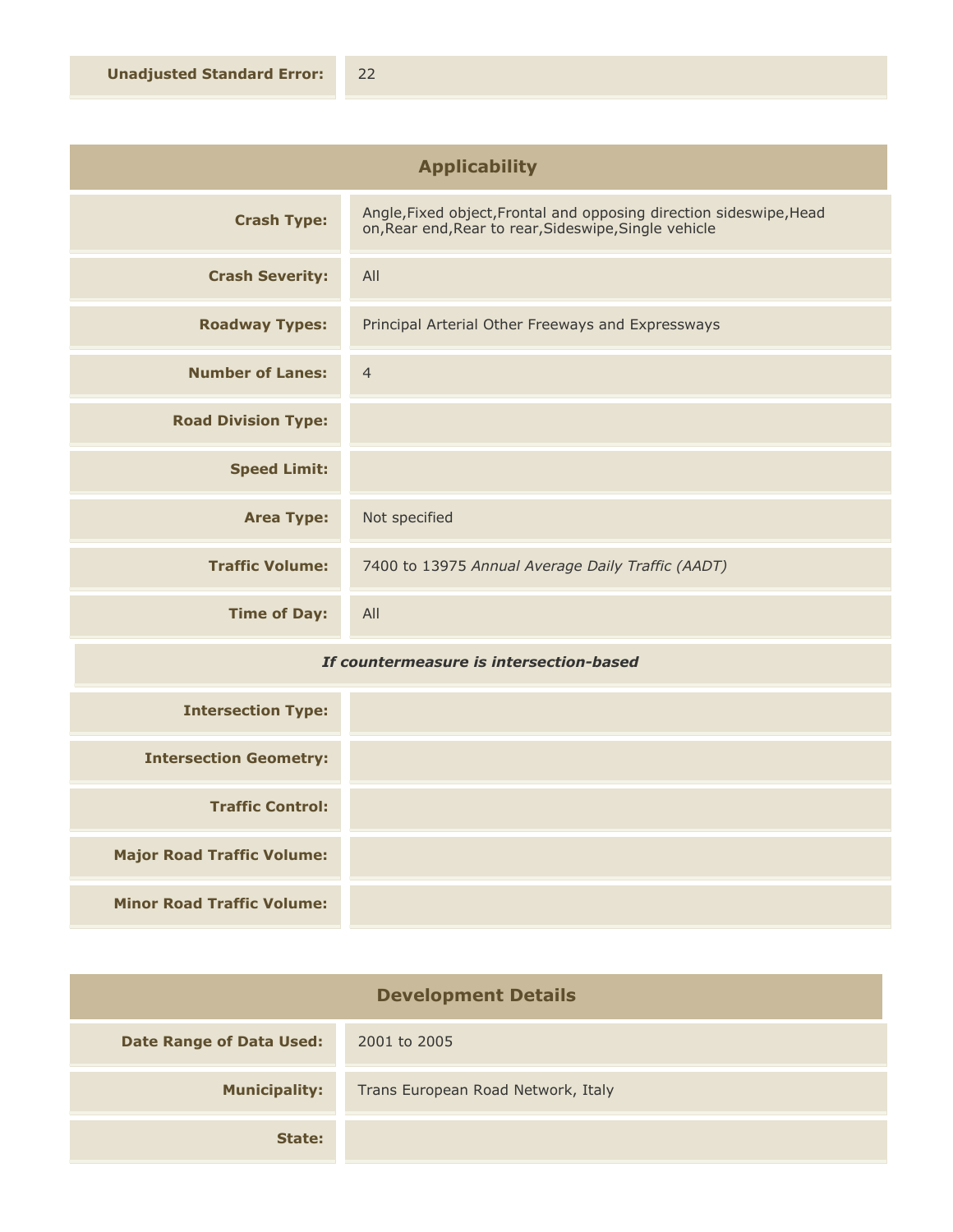| | |
|---|---|
| **Unadjusted Standard Error:** | 22 |

## Applicability

| | |
|---|---|
| **Crash Type:** | Angle,Fixed object,Frontal and opposing direction sideswipe,Head on,Rear end,Rear to rear,Sideswipe,Single vehicle |
| **Crash Severity:** | All |
| **Roadway Types:** | Principal Arterial Other Freeways and Expressways |
| **Number of Lanes:** | 4 |
| **Road Division Type:** | |
| **Speed Limit:** | |
| **Area Type:** | Not specified |
| **Traffic Volume:** | 7400 to 13975 *Annual Average Daily Traffic (AADT)* |
| **Time of Day:** | All |
| ***If countermeasure is intersection-based*** | |
| **Intersection Type:** | |
| **Intersection Geometry:** | |
| **Traffic Control:** | |
| **Major Road Traffic Volume:** | |
| **Minor Road Traffic Volume:** | |

## Development Details

| | |
|---|---|
| **Date Range of Data Used:** | 2001 to 2005 |
| **Municipality:** | Trans European Road Network, Italy |
| **State:** | |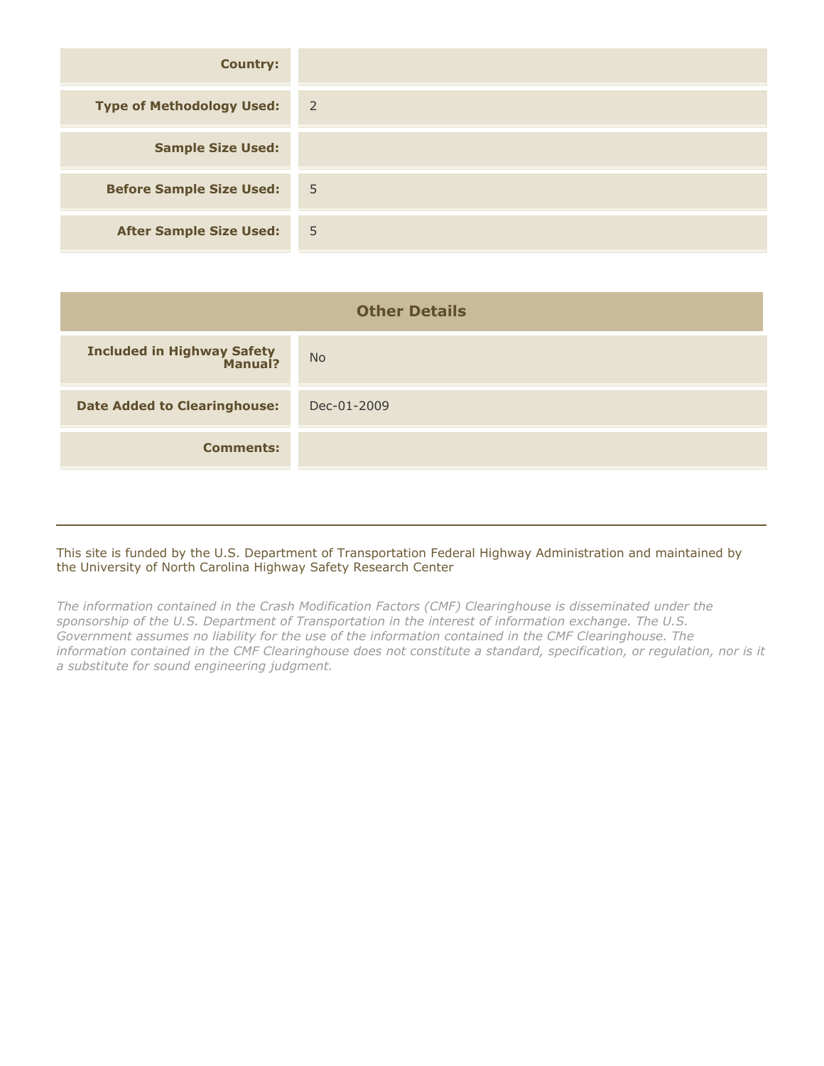| | |
|---|---|
| **Country:** | |
| **Type of Methodology Used:** | 2 |
| **Sample Size Used:** | |
| **Before Sample Size Used:** | 5 |
| **After Sample Size Used:** | 5 |

## Other Details

| | |
|---|---|
| **Included in Highway Safety Manual?** | No |
| **Date Added to Clearinghouse:** | Dec-01-2009 |
| **Comments:** | |

---

This site is funded by the U.S. Department of Transportation Federal Highway Administration and maintained by the University of North Carolina Highway Safety Research Center

*The information contained in the Crash Modification Factors (CMF) Clearinghouse is disseminated under the sponsorship of the U.S. Department of Transportation in the interest of information exchange. The U.S. Government assumes no liability for the use of the information contained in the CMF Clearinghouse. The information contained in the CMF Clearinghouse does not constitute a standard, specification, or regulation, nor is it a substitute for sound engineering judgment.*